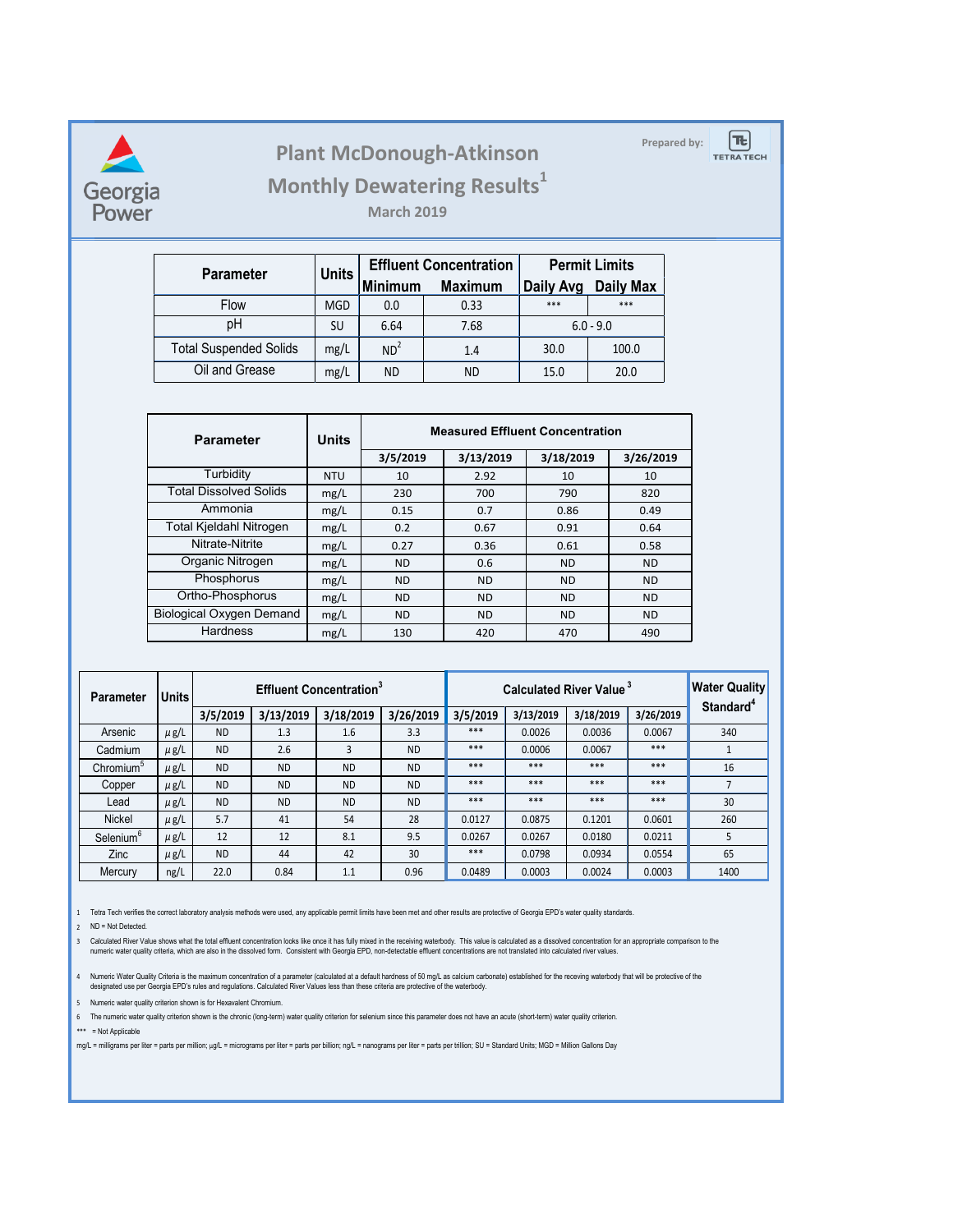Georgia Power

# Plant McDonough-Atkinson

## Monthly Dewatering Results[1]

### March 2019

Prepared by: TETRA TECH

| Parameter | Units | Effluent Concentration | | Permit Limits | |
|---|---|---|---|---|---|
| | | Minimum | Maximum | Daily Avg | Daily Max |
| Flow | MGD | 0.0 | 0.33 | *** | *** |
| pH | SU | 6.64 | 7.68 | 6.0 - 9.0 | |
| Total Suspended Solids | mg/L | ND[2] | 1.4 | 30.0 | 100.0 |
| Oil and Grease | mg/L | ND | ND | 15.0 | 20.0 |

| Parameter | Units | Measured Effluent Concentration | | | |
|---|---|---|---|---|---|
| | | 3/5/2019 | 3/13/2019 | 3/18/2019 | 3/26/2019 |
| Turbidity | NTU | 10 | 2.92 | 10 | 10 |
| Total Dissolved Solids | mg/L | 230 | 700 | 790 | 820 |
| Ammonia | mg/L | 0.15 | 0.7 | 0.86 | 0.49 |
| Total Kjeldahl Nitrogen | mg/L | 0.2 | 0.67 | 0.91 | 0.64 |
| Nitrate-Nitrite | mg/L | 0.27 | 0.36 | 0.61 | 0.58 |
| Organic Nitrogen | mg/L | ND | 0.6 | ND | ND |
| Phosphorus | mg/L | ND | ND | ND | ND |
| Ortho-Phosphorus | mg/L | ND | ND | ND | ND |
| Biological Oxygen Demand | mg/L | ND | ND | ND | ND |
| Hardness | mg/L | 130 | 420 | 470 | 490 |

| Parameter | Units | Effluent Concentration[3] | | | | Calculated River Value[3] | | | | Water Quality Standard[4] |
|---|---|---|---|---|---|---|---|---|---|---|
| | | 3/5/2019 | 3/13/2019 | 3/18/2019 | 3/26/2019 | 3/5/2019 | 3/13/2019 | 3/18/2019 | 3/26/2019 | |
| Arsenic | μg/L | ND | 1.3 | 1.6 | 3.3 | *** | 0.0026 | 0.0036 | 0.0067 | 340 |
| Cadmium | μg/L | ND | 2.6 | 3 | ND | *** | 0.0006 | 0.0067 | *** | 1 |
| Chromium[5] | μg/L | ND | ND | ND | ND | *** | *** | *** | *** | 16 |
| Copper | μg/L | ND | ND | ND | ND | *** | *** | *** | *** | 7 |
| Lead | μg/L | ND | ND | ND | ND | *** | *** | *** | *** | 30 |
| Nickel | μg/L | 5.7 | 41 | 54 | 28 | 0.0127 | 0.0875 | 0.1201 | 0.0601 | 260 |
| Selenium[6] | μg/L | 12 | 12 | 8.1 | 9.5 | 0.0267 | 0.0267 | 0.0180 | 0.0211 | 5 |
| Zinc | μg/L | ND | 44 | 42 | 30 | *** | 0.0798 | 0.0934 | 0.0554 | 65 |
| Mercury | ng/L | 22.0 | 0.84 | 1.1 | 0.96 | 0.0489 | 0.0003 | 0.0024 | 0.0003 | 1400 |

1 Tetra Tech verifies the correct laboratory analysis methods were used, any applicable permit limits have been met and other results are protective of Georgia EPD's water quality standards.

2 ND = Not Detected.

3 Calculated River Value shows what the total effluent concentration looks like once it has fully mixed in the receiving waterbody. This value is calculated as a dissolved concentration for an appropriate comparison to the numeric water quality criteria, which are also in the dissolved form. Consistent with Georgia EPD, non-detectable effluent concentrations are not translated into calculated river values.

4 Numeric Water Quality Criteria is the maximum concentration of a parameter (calculated at a default hardness of 50 mg/L as calcium carbonate) established for the receving waterbody that will be protective of the designated use per Georgia EPD's rules and regulations. Calculated River Values less than these criteria are protective of the waterbody.

5 Numeric water quality criterion shown is for Hexavalent Chromium.

6 The numeric water quality criterion shown is the chronic (long-term) water quality criterion for selenium since this parameter does not have an acute (short-term) water quality criterion.

*** = Not Applicable

mg/L = milligrams per liter = parts per million; µg/L = micrograms per liter = parts per billion; ng/L = nanograms per liter = parts per trillion; SU = Standard Units; MGD = Million Gallons Day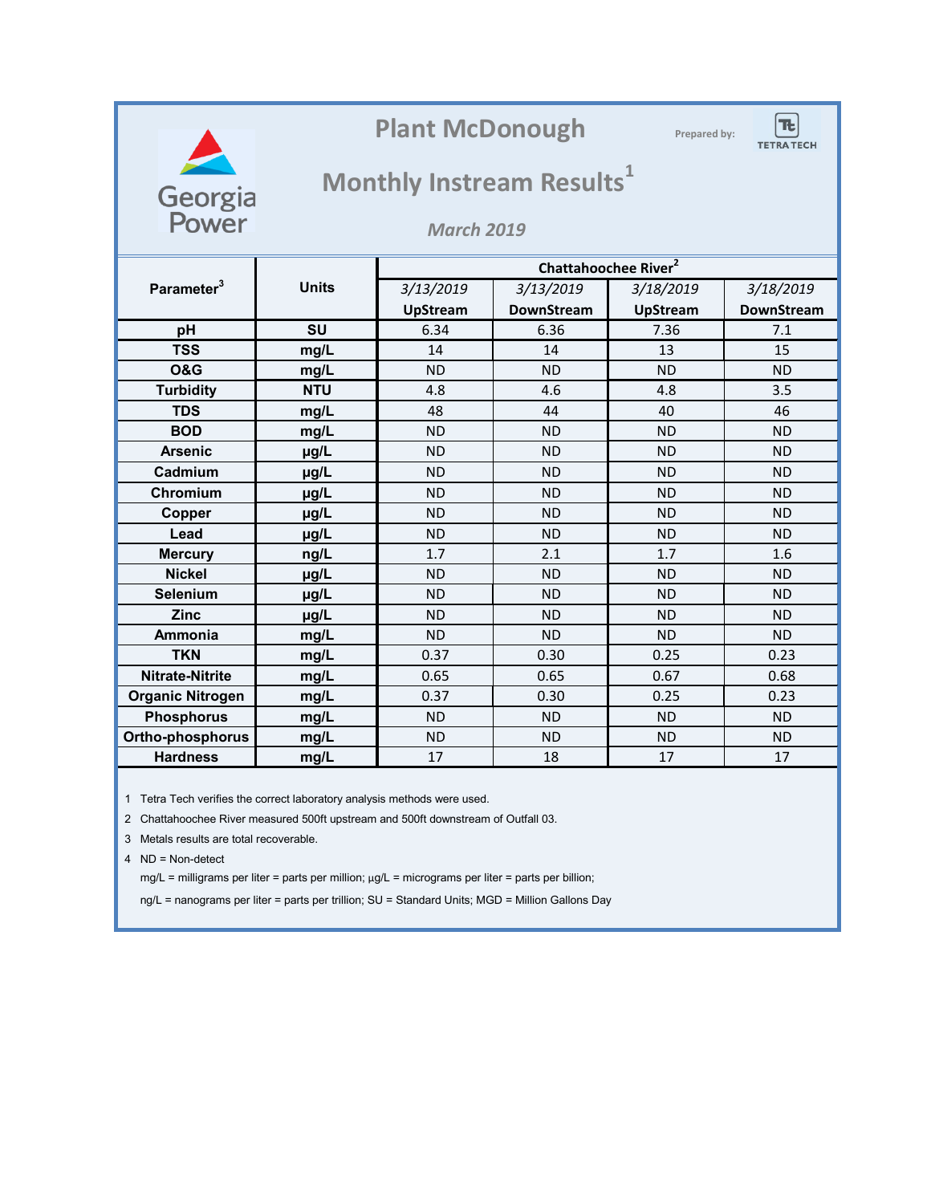# Plant McDonough

Prepared by: TETRA TECH

Georgia Power

## Monthly Instream Results[1]

*March 2019*

| Parameter[3] | Units | Chattahoochee River[2] | | | |
|---|---|---|---|---|---|
| | | *3/13/2019* UpStream | *3/13/2019* DownStream | *3/18/2019* UpStream | *3/18/2019* DownStream |
| **pH** | **SU** | 6.34 | 6.36 | 7.36 | 7.1 |
| **TSS** | **mg/L** | 14 | 14 | 13 | 15 |
| **O&G** | **mg/L** | ND | ND | ND | ND |
| **Turbidity** | **NTU** | 4.8 | 4.6 | 4.8 | 3.5 |
| **TDS** | **mg/L** | 48 | 44 | 40 | 46 |
| **BOD** | **mg/L** | ND | ND | ND | ND |
| **Arsenic** | **µg/L** | ND | ND | ND | ND |
| **Cadmium** | **µg/L** | ND | ND | ND | ND |
| **Chromium** | **µg/L** | ND | ND | ND | ND |
| **Copper** | **µg/L** | ND | ND | ND | ND |
| **Lead** | **µg/L** | ND | ND | ND | ND |
| **Mercury** | **ng/L** | 1.7 | 2.1 | 1.7 | 1.6 |
| **Nickel** | **µg/L** | ND | ND | ND | ND |
| **Selenium** | **µg/L** | ND | ND | ND | ND |
| **Zinc** | **µg/L** | ND | ND | ND | ND |
| **Ammonia** | **mg/L** | ND | ND | ND | ND |
| **TKN** | **mg/L** | 0.37 | 0.30 | 0.25 | 0.23 |
| **Nitrate-Nitrite** | **mg/L** | 0.65 | 0.65 | 0.67 | 0.68 |
| **Organic Nitrogen** | **mg/L** | 0.37 | 0.30 | 0.25 | 0.23 |
| **Phosphorus** | **mg/L** | ND | ND | ND | ND |
| **Ortho-phosphorus** | **mg/L** | ND | ND | ND | ND |
| **Hardness** | **mg/L** | 17 | 18 | 17 | 17 |

1 Tetra Tech verifies the correct laboratory analysis methods were used.

2 Chattahoochee River measured 500ft upstream and 500ft downstream of Outfall 03.

3 Metals results are total recoverable.

4 ND = Non-detect

mg/L = milligrams per liter = parts per million; µg/L = micrograms per liter = parts per billion;

ng/L = nanograms per liter = parts per trillion; SU = Standard Units; MGD = Million Gallons Day